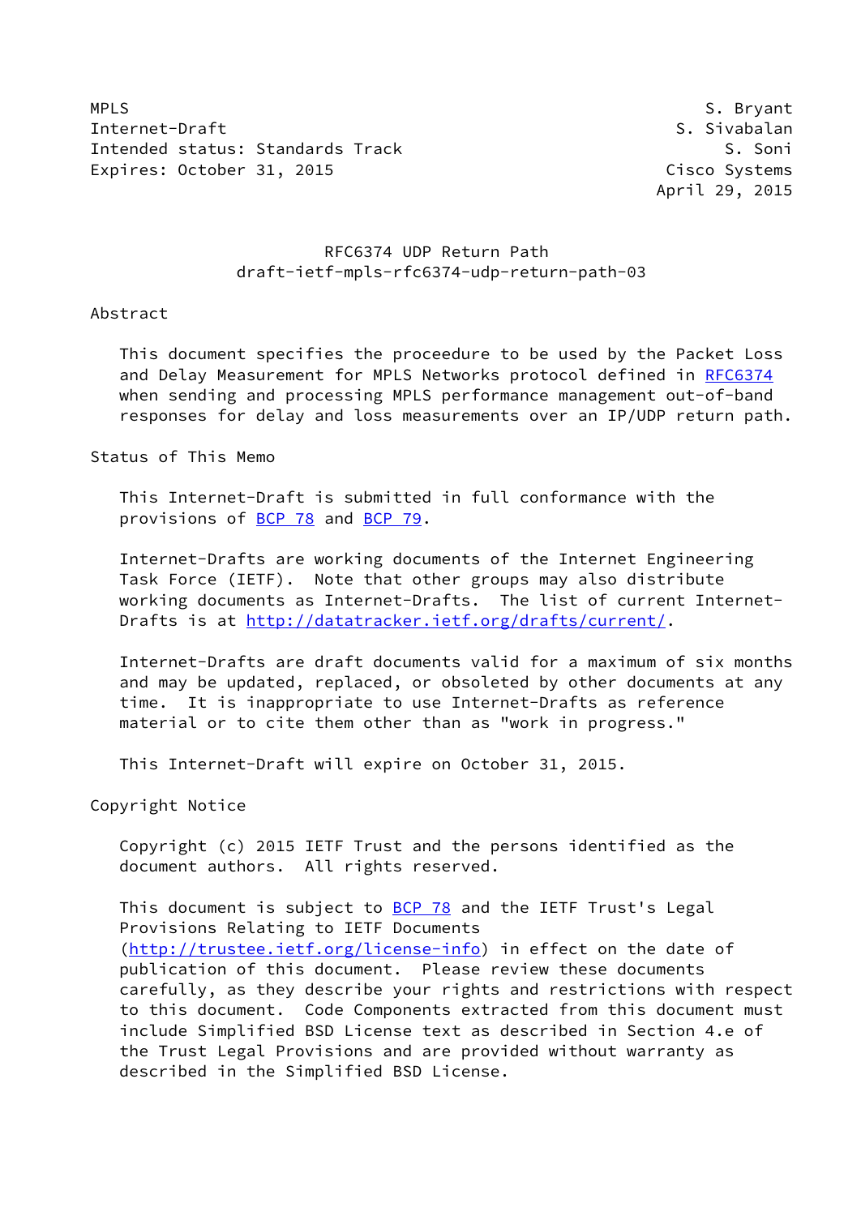MPLS S. Bryant
Internet-Draft S. Sivabalan
Intended status: Standards Track S. Soni
Expires: October 31, 2015 Cisco Systems
April 29, 2015

# RFC6374 UDP Return Path
## draft-ietf-mpls-rfc6374-udp-return-path-03

## Abstract

This document specifies the proceedure to be used by the Packet Loss and Delay Measurement for MPLS Networks protocol defined in RFC6374 when sending and processing MPLS performance management out-of-band responses for delay and loss measurements over an IP/UDP return path.

## Status of This Memo

This Internet-Draft is submitted in full conformance with the provisions of BCP 78 and BCP 79.

Internet-Drafts are working documents of the Internet Engineering Task Force (IETF). Note that other groups may also distribute working documents as Internet-Drafts. The list of current Internet-Drafts is at http://datatracker.ietf.org/drafts/current/.

Internet-Drafts are draft documents valid for a maximum of six months and may be updated, replaced, or obsoleted by other documents at any time. It is inappropriate to use Internet-Drafts as reference material or to cite them other than as "work in progress."

This Internet-Draft will expire on October 31, 2015.

## Copyright Notice

Copyright (c) 2015 IETF Trust and the persons identified as the document authors. All rights reserved.

This document is subject to BCP 78 and the IETF Trust's Legal Provisions Relating to IETF Documents (http://trustee.ietf.org/license-info) in effect on the date of publication of this document. Please review these documents carefully, as they describe your rights and restrictions with respect to this document. Code Components extracted from this document must include Simplified BSD License text as described in Section 4.e of the Trust Legal Provisions and are provided without warranty as described in the Simplified BSD License.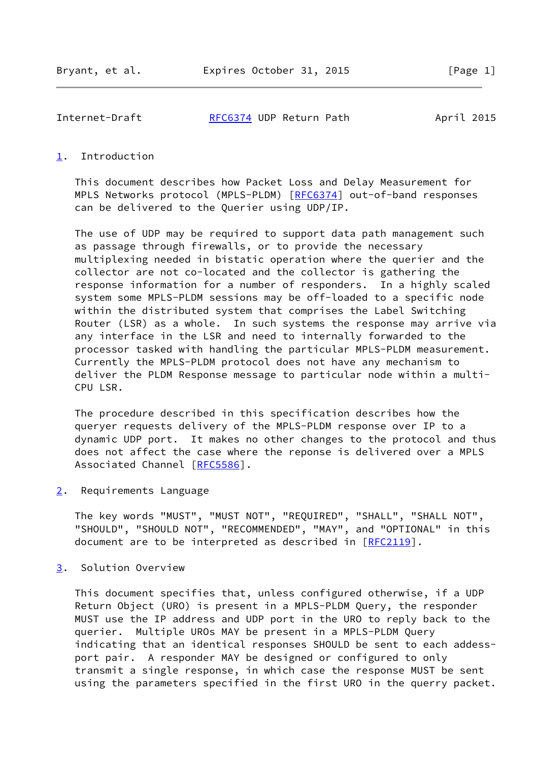## 1. Introduction

This document describes how Packet Loss and Delay Measurement for MPLS Networks protocol (MPLS-PLDM) [RFC6374] out-of-band responses can be delivered to the Querier using UDP/IP.

The use of UDP may be required to support data path management such as passage through firewalls, or to provide the necessary multiplexing needed in bistatic operation where the querier and the collector are not co-located and the collector is gathering the response information for a number of responders. In a highly scaled system some MPLS-PLDM sessions may be off-loaded to a specific node within the distributed system that comprises the Label Switching Router (LSR) as a whole. In such systems the response may arrive via any interface in the LSR and need to internally forwarded to the processor tasked with handling the particular MPLS-PLDM measurement. Currently the MPLS-PLDM protocol does not have any mechanism to deliver the PLDM Response message to particular node within a multi-CPU LSR.

The procedure described in this specification describes how the queryer requests delivery of the MPLS-PLDM response over IP to a dynamic UDP port. It makes no other changes to the protocol and thus does not affect the case where the reponse is delivered over a MPLS Associated Channel [RFC5586].

## 2. Requirements Language

The key words "MUST", "MUST NOT", "REQUIRED", "SHALL", "SHALL NOT", "SHOULD", "SHOULD NOT", "RECOMMENDED", "MAY", and "OPTIONAL" in this document are to be interpreted as described in [RFC2119].

## 3. Solution Overview

This document specifies that, unless configured otherwise, if a UDP Return Object (URO) is present in a MPLS-PLDM Query, the responder MUST use the IP address and UDP port in the URO to reply back to the querier. Multiple UROs MAY be present in a MPLS-PLDM Query indicating that an identical responses SHOULD be sent to each addess-port pair. A responder MAY be designed or configured to only transmit a single response, in which case the response MUST be sent using the parameters specified in the first URO in the querry packet.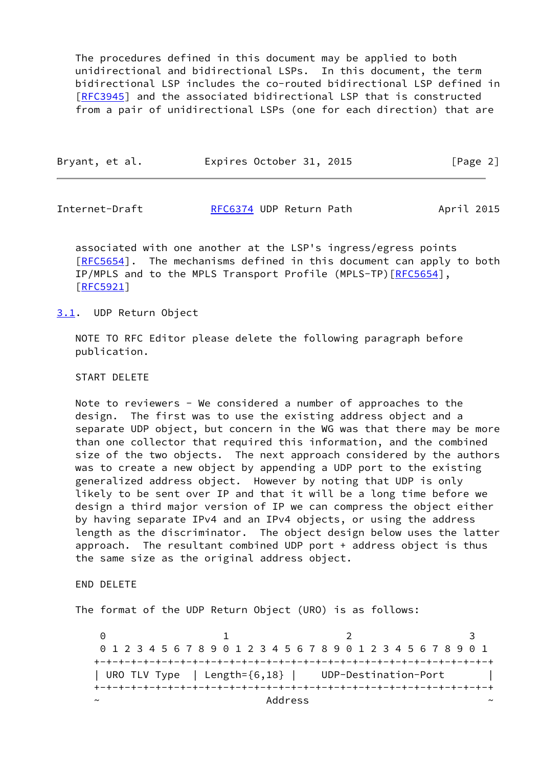The procedures defined in this document may be applied to both unidirectional and bidirectional LSPs. In this document, the term bidirectional LSP includes the co-routed bidirectional LSP defined in [RFC3945] and the associated bidirectional LSP that is constructed from a pair of unidirectional LSPs (one for each direction) that are associated with one another at the LSP's ingress/egress points [RFC5654]. The mechanisms defined in this document can apply to both IP/MPLS and to the MPLS Transport Profile (MPLS-TP)[RFC5654], [RFC5921]

### 3.1. UDP Return Object

NOTE TO RFC Editor please delete the following paragraph before publication.

START DELETE

Note to reviewers - We considered a number of approaches to the design. The first was to use the existing address object and a separate UDP object, but concern in the WG was that there may be more than one collector that required this information, and the combined size of the two objects. The next approach considered by the authors was to create a new object by appending a UDP port to the existing generalized address object. However by noting that UDP is only likely to be sent over IP and that it will be a long time before we design a third major version of IP we can compress the object either by having separate IPv4 and an IPv4 objects, or using the address length as the discriminator. The object design below uses the latter approach. The resultant combined UDP port + address object is thus the same size as the original address object.

END DELETE

The format of the UDP Return Object (URO) is as follows:

```
 0                   1                   2                   3
 0 1 2 3 4 5 6 7 8 9 0 1 2 3 4 5 6 7 8 9 0 1 2 3 4 5 6 7 8 9 0 1
+-+-+-+-+-+-+-+-+-+-+-+-+-+-+-+-+-+-+-+-+-+-+-+-+-+-+-+-+-+-+-+-+
| URO TLV Type  | Length={6,18} |     UDP-Destination-Port      |
+-+-+-+-+-+-+-+-+-+-+-+-+-+-+-+-+-+-+-+-+-+-+-+-+-+-+-+-+-+-+-+-+
~                           Address                             ~
```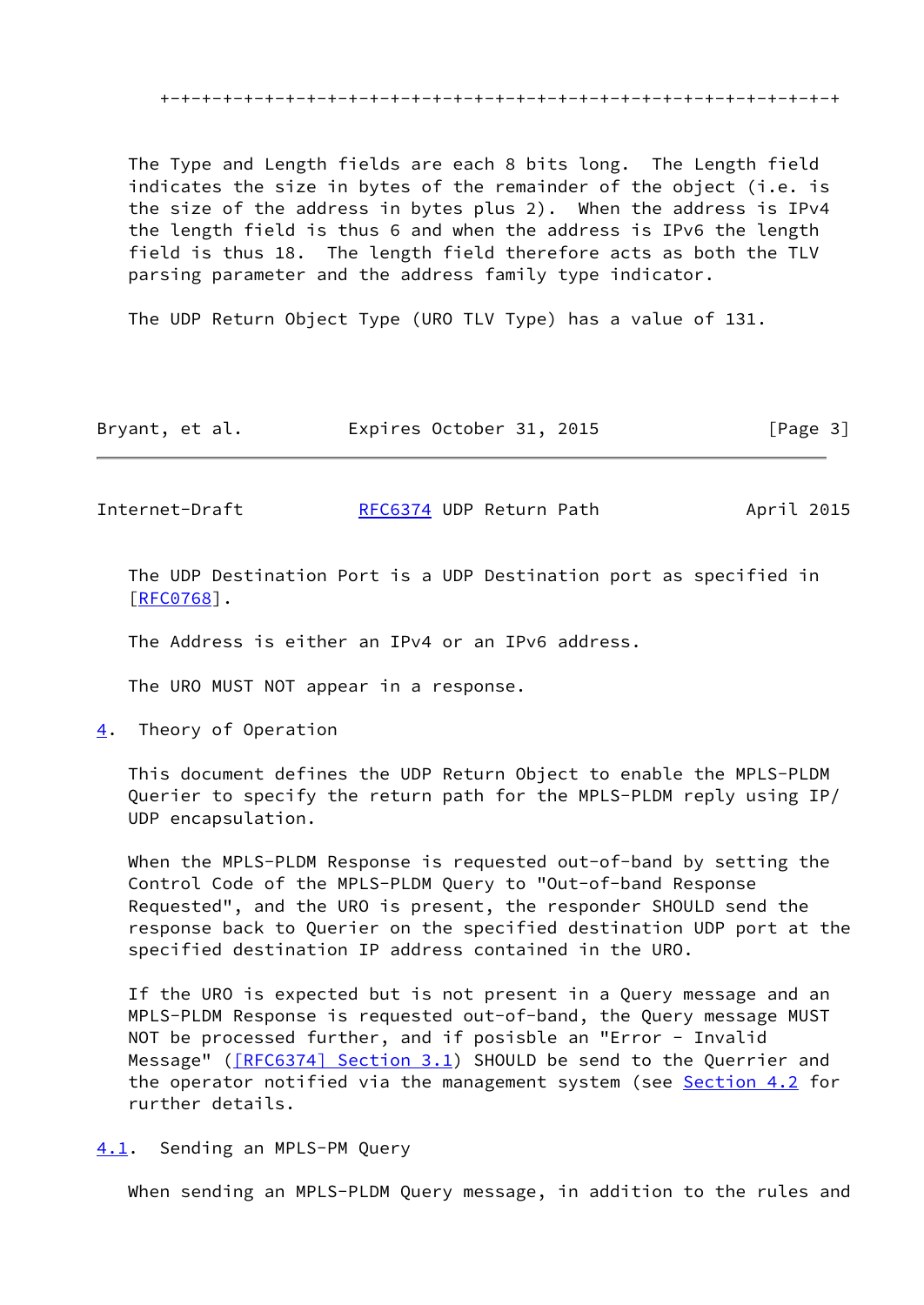```
+-+-+-+-+-+-+-+-+-+-+-+-+-+-+-+-+-+-+-+-+-+-+-+-+-+-+-+-+-+-+-+-+
```

The Type and Length fields are each 8 bits long. The Length field indicates the size in bytes of the remainder of the object (i.e. is the size of the address in bytes plus 2). When the address is IPv4 the length field is thus 6 and when the address is IPv6 the length field is thus 18. The length field therefore acts as both the TLV parsing parameter and the address family type indicator.

The UDP Return Object Type (URO TLV Type) has a value of 131.

The UDP Destination Port is a UDP Destination port as specified in [RFC0768].

The Address is either an IPv4 or an IPv6 address.

The URO MUST NOT appear in a response.

## 4. Theory of Operation

This document defines the UDP Return Object to enable the MPLS-PLDM Querier to specify the return path for the MPLS-PLDM reply using IP/UDP encapsulation.

When the MPLS-PLDM Response is requested out-of-band by setting the Control Code of the MPLS-PLDM Query to "Out-of-band Response Requested", and the URO is present, the responder SHOULD send the response back to Querier on the specified destination UDP port at the specified destination IP address contained in the URO.

If the URO is expected but is not present in a Query message and an MPLS-PLDM Response is requested out-of-band, the Query message MUST NOT be processed further, and if posisble an "Error - Invalid Message" ([RFC6374] Section 3.1) SHOULD be send to the Querrier and the operator notified via the management system (see Section 4.2 for rurther details.

### 4.1. Sending an MPLS-PM Query

When sending an MPLS-PLDM Query message, in addition to the rules and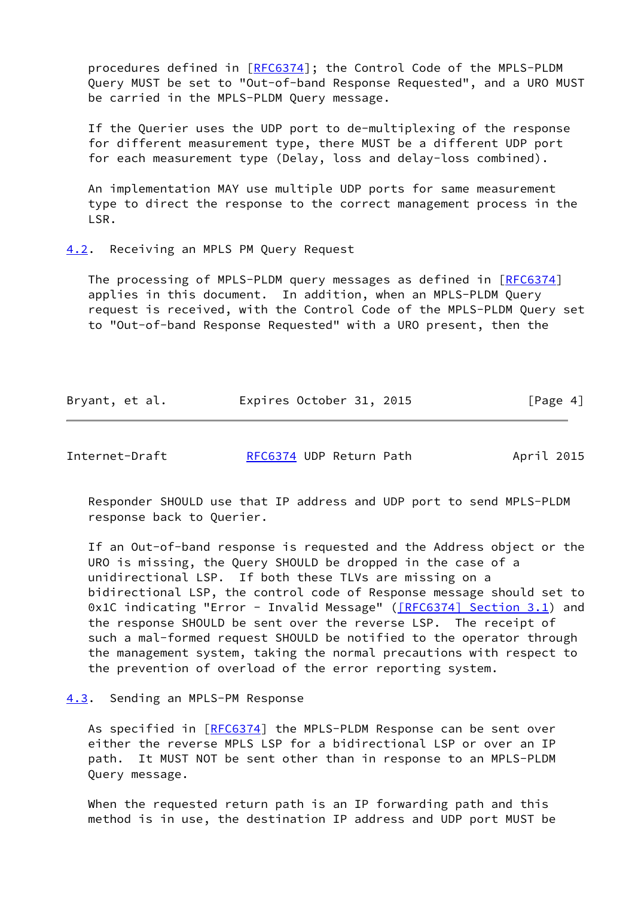procedures defined in [RFC6374]; the Control Code of the MPLS-PLDM Query MUST be set to "Out-of-band Response Requested", and a URO MUST be carried in the MPLS-PLDM Query message.

If the Querier uses the UDP port to de-multiplexing of the response for different measurement type, there MUST be a different UDP port for each measurement type (Delay, loss and delay-loss combined).

An implementation MAY use multiple UDP ports for same measurement type to direct the response to the correct management process in the LSR.

### 4.2. Receiving an MPLS PM Query Request

The processing of MPLS-PLDM query messages as defined in [RFC6374] applies in this document. In addition, when an MPLS-PLDM Query request is received, with the Control Code of the MPLS-PLDM Query set to "Out-of-band Response Requested" with a URO present, then the Responder SHOULD use that IP address and UDP port to send MPLS-PLDM response back to Querier.

If an Out-of-band response is requested and the Address object or the URO is missing, the Query SHOULD be dropped in the case of a unidirectional LSP. If both these TLVs are missing on a bidirectional LSP, the control code of Response message should set to 0x1C indicating "Error - Invalid Message" ([RFC6374] Section 3.1) and the response SHOULD be sent over the reverse LSP. The receipt of such a mal-formed request SHOULD be notified to the operator through the management system, taking the normal precautions with respect to the prevention of overload of the error reporting system.

### 4.3. Sending an MPLS-PM Response

As specified in [RFC6374] the MPLS-PLDM Response can be sent over either the reverse MPLS LSP for a bidirectional LSP or over an IP path. It MUST NOT be sent other than in response to an MPLS-PLDM Query message.

When the requested return path is an IP forwarding path and this method is in use, the destination IP address and UDP port MUST be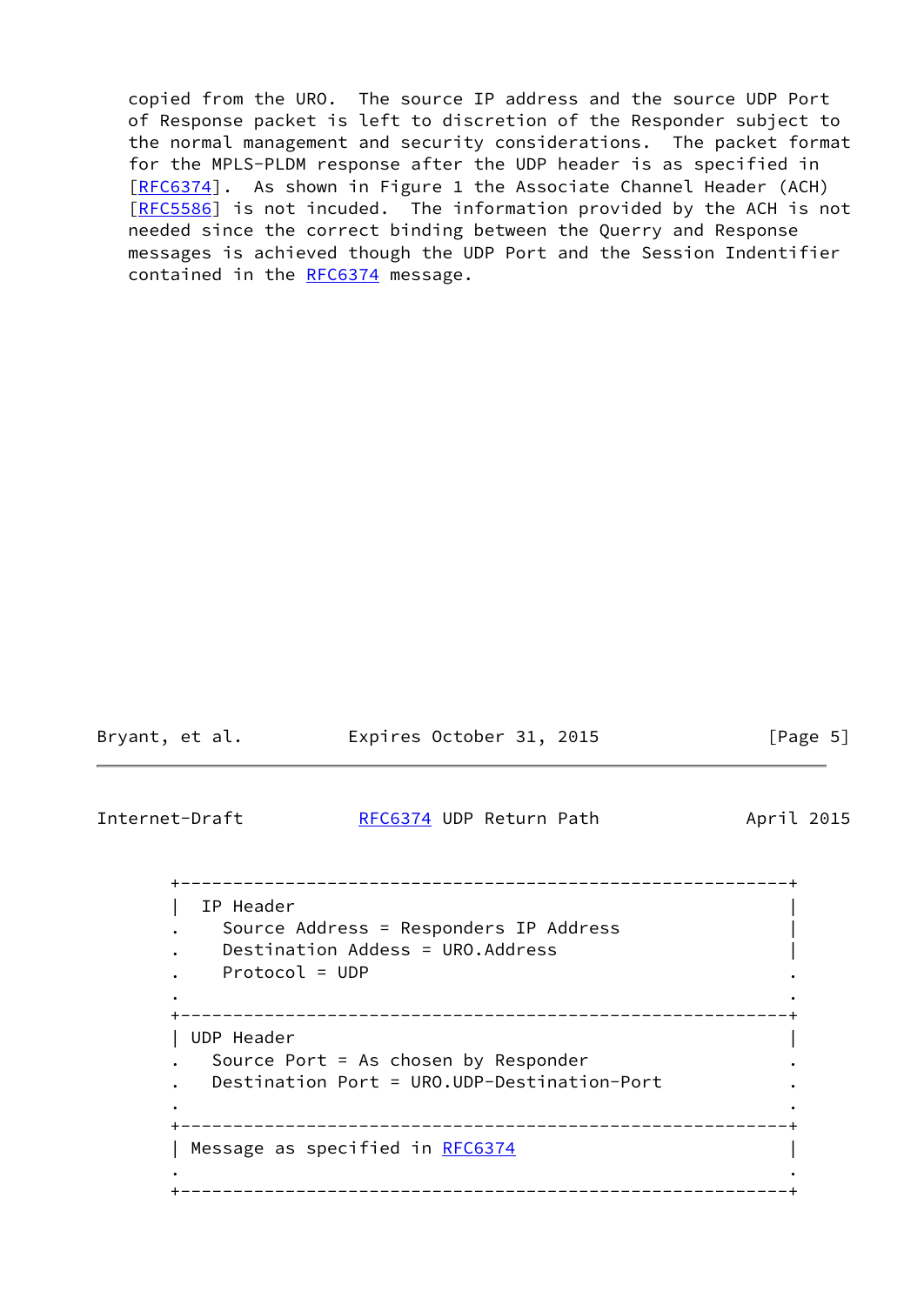copied from the URO. The source IP address and the source UDP Port of Response packet is left to discretion of the Responder subject to the normal management and security considerations. The packet format for the MPLS-PLDM response after the UDP header is as specified in [RFC6374]. As shown in Figure 1 the Associate Channel Header (ACH) [RFC5586] is not incuded. The information provided by the ACH is not needed since the correct binding between the Querry and Response messages is achieved though the UDP Port and the Session Indentifier contained in the RFC6374 message.

```
+-----------------------------------------------------------+
|  IP Header                                                |
.    Source Address = Responders IP Address                 |
.    Destination Addess = URO.Address                       |
.    Protocol = UDP                                         .
.                                                           .
+-----------------------------------------------------------+
| UDP Header                                                |
.   Source Port = As chosen by Responder                    .
.   Destination Port = URO.UDP-Destination-Port             .
.                                                           .
+-----------------------------------------------------------+
| Message as specified in RFC6374                           |
.                                                           .
+-----------------------------------------------------------+
```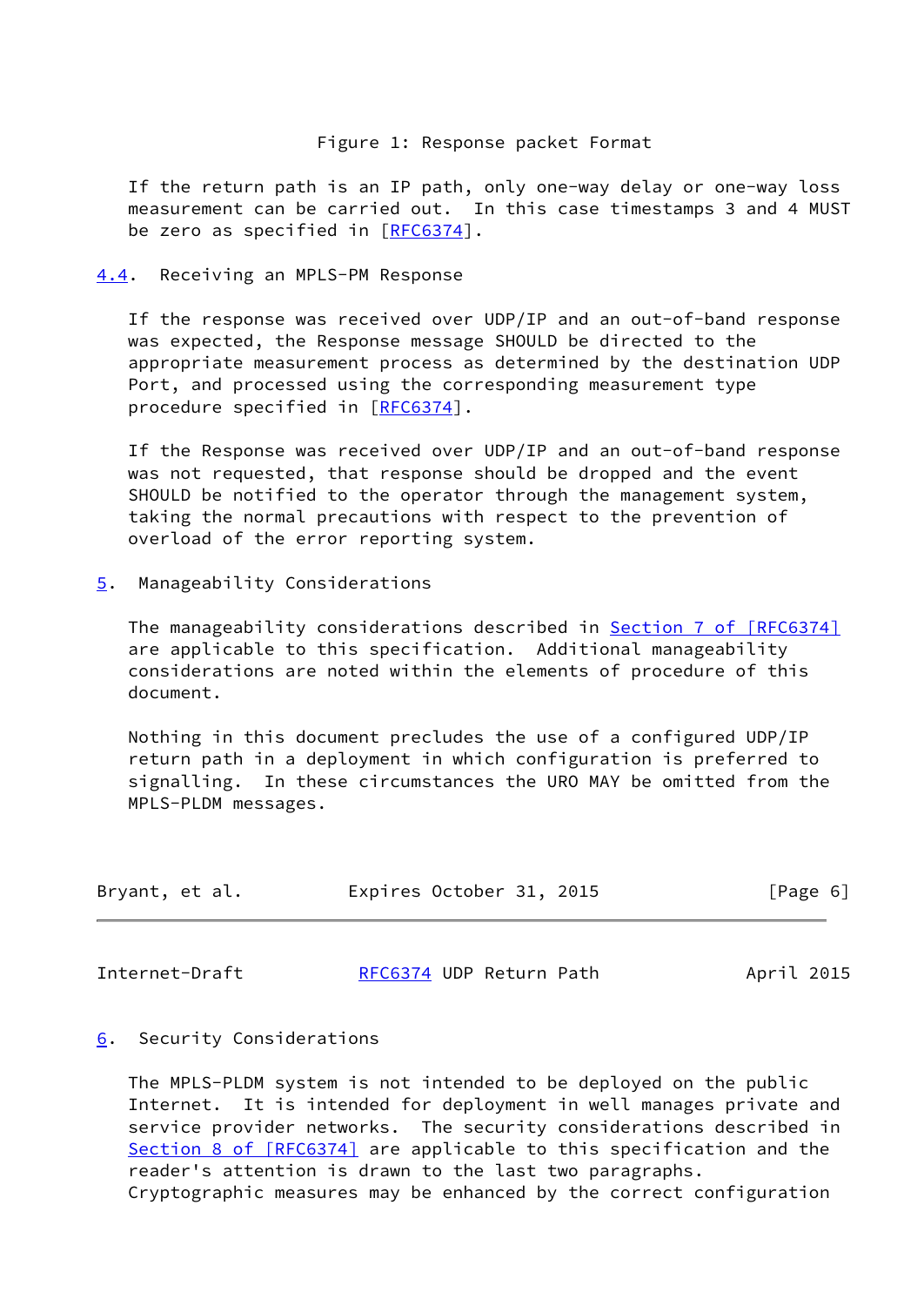Figure 1: Response packet Format

If the return path is an IP path, only one-way delay or one-way loss measurement can be carried out. In this case timestamps 3 and 4 MUST be zero as specified in [RFC6374].

### 4.4. Receiving an MPLS-PM Response

If the response was received over UDP/IP and an out-of-band response was expected, the Response message SHOULD be directed to the appropriate measurement process as determined by the destination UDP Port, and processed using the corresponding measurement type procedure specified in [RFC6374].

If the Response was received over UDP/IP and an out-of-band response was not requested, that response should be dropped and the event SHOULD be notified to the operator through the management system, taking the normal precautions with respect to the prevention of overload of the error reporting system.

## 5. Manageability Considerations

The manageability considerations described in Section 7 of [RFC6374] are applicable to this specification. Additional manageability considerations are noted within the elements of procedure of this document.

Nothing in this document precludes the use of a configured UDP/IP return path in a deployment in which configuration is preferred to signalling. In these circumstances the URO MAY be omitted from the MPLS-PLDM messages.

## 6. Security Considerations

The MPLS-PLDM system is not intended to be deployed on the public Internet. It is intended for deployment in well manages private and service provider networks. The security considerations described in Section 8 of [RFC6374] are applicable to this specification and the reader's attention is drawn to the last two paragraphs. Cryptographic measures may be enhanced by the correct configuration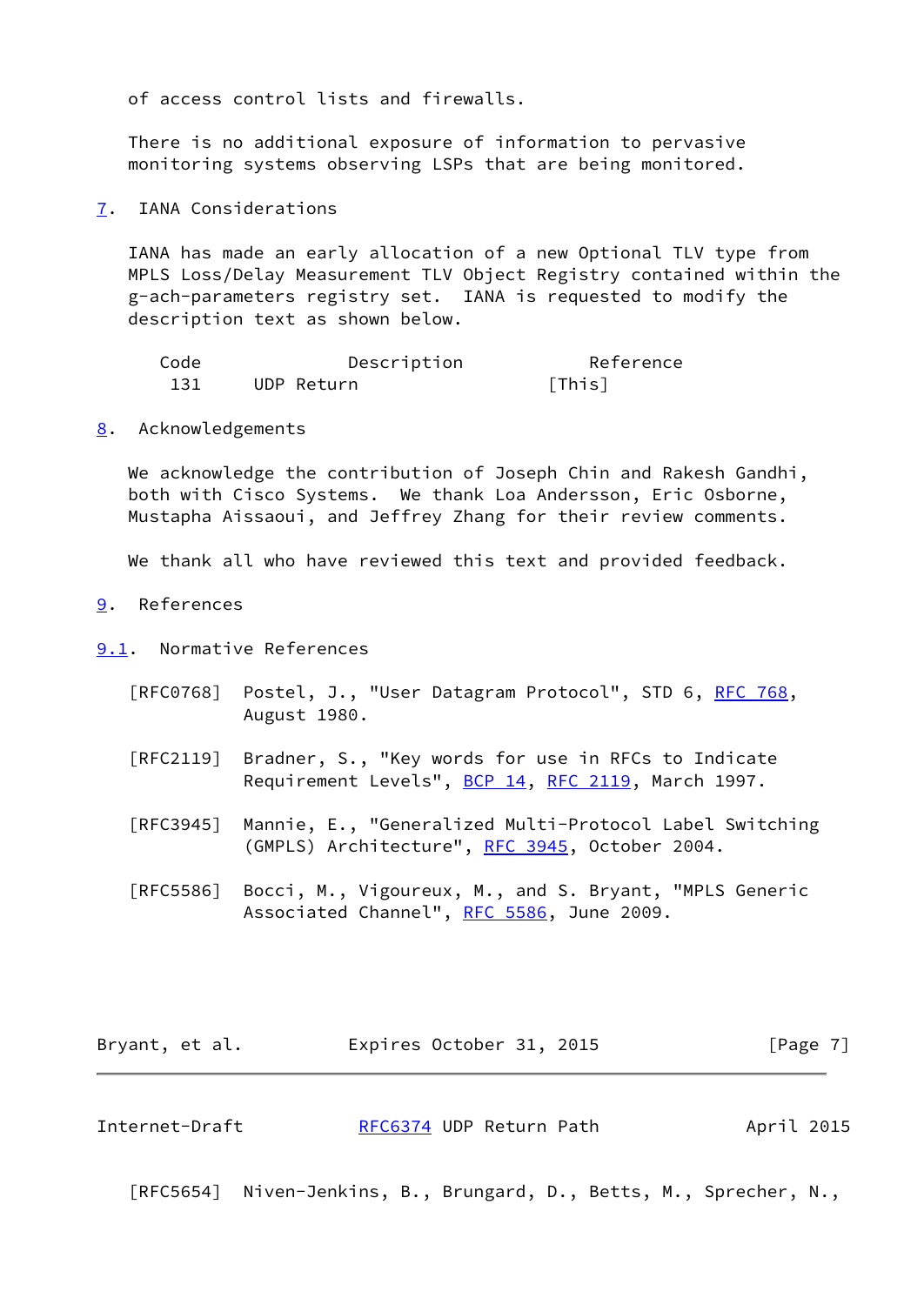of access control lists and firewalls.

There is no additional exposure of information to pervasive monitoring systems observing LSPs that are being monitored.

## 7. IANA Considerations

IANA has made an early allocation of a new Optional TLV type from MPLS Loss/Delay Measurement TLV Object Registry contained within the g-ach-parameters registry set. IANA is requested to modify the description text as shown below.

| Code | Description | Reference |
|---|---|---|
| 131 | UDP Return | [This] |

## 8. Acknowledgements

We acknowledge the contribution of Joseph Chin and Rakesh Gandhi, both with Cisco Systems. We thank Loa Andersson, Eric Osborne, Mustapha Aissaoui, and Jeffrey Zhang for their review comments.

We thank all who have reviewed this text and provided feedback.

## 9. References

### 9.1. Normative References

[RFC0768] Postel, J., "User Datagram Protocol", STD 6, RFC 768, August 1980.

[RFC2119] Bradner, S., "Key words for use in RFCs to Indicate Requirement Levels", BCP 14, RFC 2119, March 1997.

[RFC3945] Mannie, E., "Generalized Multi-Protocol Label Switching (GMPLS) Architecture", RFC 3945, October 2004.

[RFC5586] Bocci, M., Vigoureux, M., and S. Bryant, "MPLS Generic Associated Channel", RFC 5586, June 2009.

[RFC5654] Niven-Jenkins, B., Brungard, D., Betts, M., Sprecher, N.,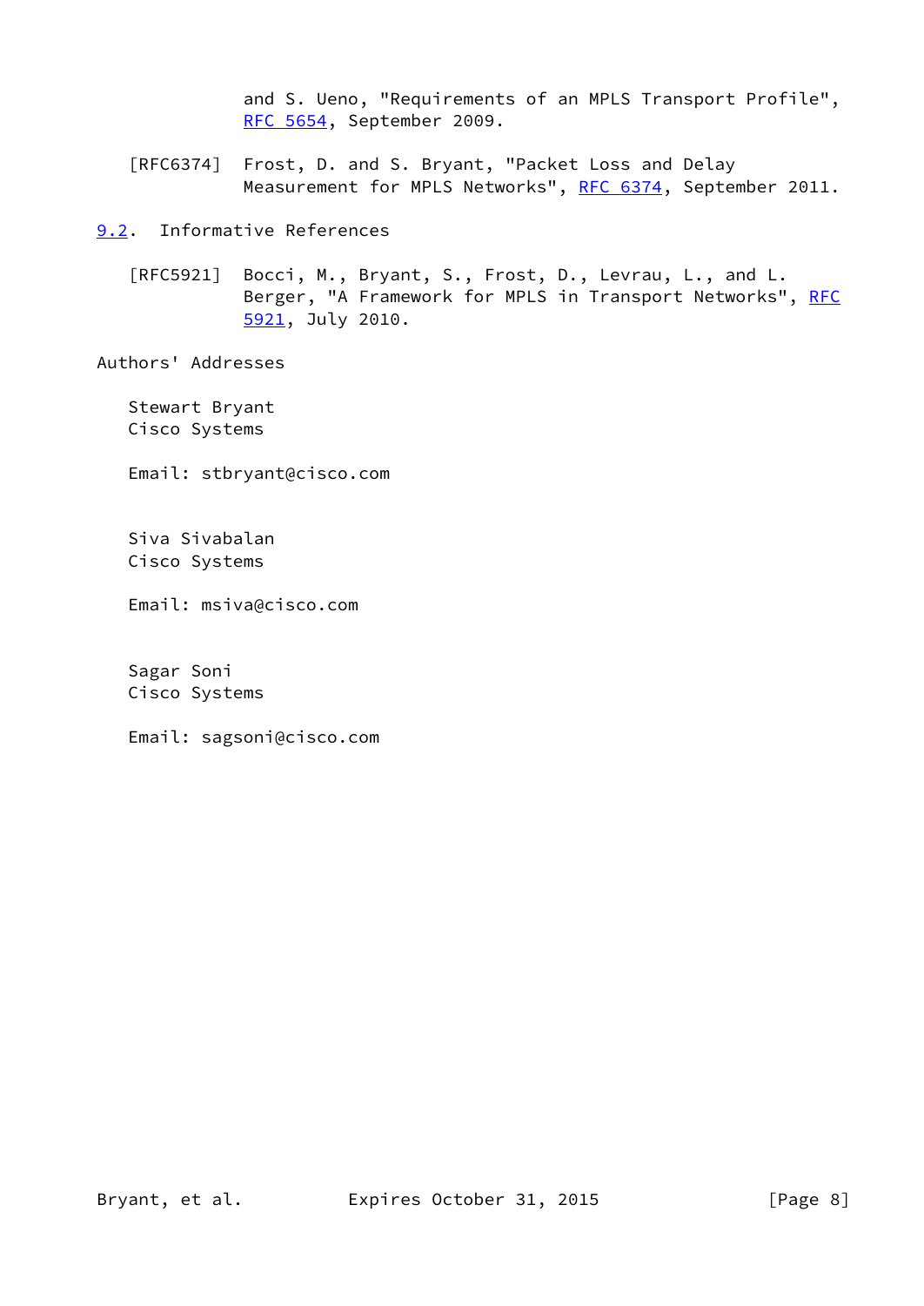and S. Ueno, "Requirements of an MPLS Transport Profile", RFC 5654, September 2009.

[RFC6374] Frost, D. and S. Bryant, "Packet Loss and Delay Measurement for MPLS Networks", RFC 6374, September 2011.

### 9.2. Informative References

[RFC5921] Bocci, M., Bryant, S., Frost, D., Levrau, L., and L. Berger, "A Framework for MPLS in Transport Networks", RFC 5921, July 2010.

## Authors' Addresses

Stewart Bryant
Cisco Systems

Email: stbryant@cisco.com

Siva Sivabalan
Cisco Systems

Email: msiva@cisco.com

Sagar Soni
Cisco Systems

Email: sagsoni@cisco.com